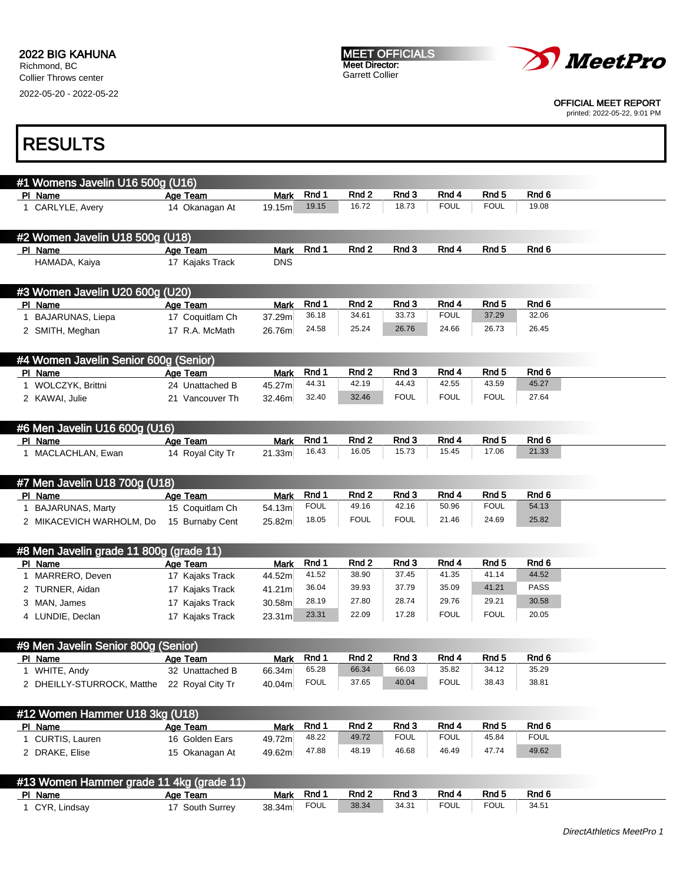**2022 BIG KAHUNA**
Richmond, BC
Collier Throws center
2022-05-20 - 2022-05-22

**MEET OFFICIALS**
Meet Director:
Garrett Collier

MeetPro

OFFICIAL MEET REPORT
printed: 2022-05-22, 9:01 PM

# RESULTS

## #1 Womens Javelin U16 500g (U16)

| Pl | Name | Age | Team | Mark | Rnd 1 | Rnd 2 | Rnd 3 | Rnd 4 | Rnd 5 | Rnd 6 |
|---|---|---|---|---|---|---|---|---|---|---|
| 1 | CARLYLE, Avery | 14 | Okanagan At | 19.15m | 19.15 | 16.72 | 18.73 | FOUL | FOUL | 19.08 |

## #2 Women Javelin U18 500g (U18)

| Pl | Name | Age | Team | Mark | Rnd 1 | Rnd 2 | Rnd 3 | Rnd 4 | Rnd 5 | Rnd 6 |
|---|---|---|---|---|---|---|---|---|---|---|
| | HAMADA, Kaiya | 17 | Kajaks Track | DNS | | | | | | |

## #3 Women Javelin U20 600g (U20)

| Pl | Name | Age | Team | Mark | Rnd 1 | Rnd 2 | Rnd 3 | Rnd 4 | Rnd 5 | Rnd 6 |
|---|---|---|---|---|---|---|---|---|---|---|
| 1 | BAJARUNAS, Liepa | 17 | Coquitlam Ch | 37.29m | 36.18 | 34.61 | 33.73 | FOUL | 37.29 | 32.06 |
| 2 | SMITH, Meghan | 17 | R.A. McMath | 26.76m | 24.58 | 25.24 | 26.76 | 24.66 | 26.73 | 26.45 |

## #4 Women Javelin Senior 600g (Senior)

| Pl | Name | Age | Team | Mark | Rnd 1 | Rnd 2 | Rnd 3 | Rnd 4 | Rnd 5 | Rnd 6 |
|---|---|---|---|---|---|---|---|---|---|---|
| 1 | WOLCZYK, Brittni | 24 | Unattached B | 45.27m | 44.31 | 42.19 | 44.43 | 42.55 | 43.59 | 45.27 |
| 2 | KAWAI, Julie | 21 | Vancouver Th | 32.46m | 32.40 | 32.46 | FOUL | FOUL | FOUL | 27.64 |

## #6 Men Javelin U16 600g (U16)

| Pl | Name | Age | Team | Mark | Rnd 1 | Rnd 2 | Rnd 3 | Rnd 4 | Rnd 5 | Rnd 6 |
|---|---|---|---|---|---|---|---|---|---|---|
| 1 | MACLACHLAN, Ewan | 14 | Royal City Tr | 21.33m | 16.43 | 16.05 | 15.73 | 15.45 | 17.06 | 21.33 |

## #7 Men Javelin U18 700g (U18)

| Pl | Name | Age | Team | Mark | Rnd 1 | Rnd 2 | Rnd 3 | Rnd 4 | Rnd 5 | Rnd 6 |
|---|---|---|---|---|---|---|---|---|---|---|
| 1 | BAJARUNAS, Marty | 15 | Coquitlam Ch | 54.13m | FOUL | 49.16 | 42.16 | 50.96 | FOUL | 54.13 |
| 2 | MIKACEVICH WARHOLM, Do | 15 | Burnaby Cent | 25.82m | 18.05 | FOUL | FOUL | 21.46 | 24.69 | 25.82 |

## #8 Men Javelin grade 11 800g (grade 11)

| Pl | Name | Age | Team | Mark | Rnd 1 | Rnd 2 | Rnd 3 | Rnd 4 | Rnd 5 | Rnd 6 |
|---|---|---|---|---|---|---|---|---|---|---|
| 1 | MARRERO, Deven | 17 | Kajaks Track | 44.52m | 41.52 | 38.90 | 37.45 | 41.35 | 41.14 | 44.52 |
| 2 | TURNER, Aidan | 17 | Kajaks Track | 41.21m | 36.04 | 39.93 | 37.79 | 35.09 | 41.21 | PASS |
| 3 | MAN, James | 17 | Kajaks Track | 30.58m | 28.19 | 27.80 | 28.74 | 29.76 | 29.21 | 30.58 |
| 4 | LUNDIE, Declan | 17 | Kajaks Track | 23.31m | 23.31 | 22.09 | 17.28 | FOUL | FOUL | 20.05 |

## #9 Men Javelin Senior 800g (Senior)

| Pl | Name | Age | Team | Mark | Rnd 1 | Rnd 2 | Rnd 3 | Rnd 4 | Rnd 5 | Rnd 6 |
|---|---|---|---|---|---|---|---|---|---|---|
| 1 | WHITE, Andy | 32 | Unattached B | 66.34m | 65.28 | 66.34 | 66.03 | 35.82 | 34.12 | 35.29 |
| 2 | DHEILLY-STURROCK, Matthe | 22 | Royal City Tr | 40.04m | FOUL | 37.65 | 40.04 | FOUL | 38.43 | 38.81 |

## #12 Women Hammer U18 3kg (U18)

| Pl | Name | Age | Team | Mark | Rnd 1 | Rnd 2 | Rnd 3 | Rnd 4 | Rnd 5 | Rnd 6 |
|---|---|---|---|---|---|---|---|---|---|---|
| 1 | CURTIS, Lauren | 16 | Golden Ears | 49.72m | 48.22 | 49.72 | FOUL | FOUL | 45.84 | FOUL |
| 2 | DRAKE, Elise | 15 | Okanagan At | 49.62m | 47.88 | 48.19 | 46.68 | 46.49 | 47.74 | 49.62 |

## #13 Women Hammer grade 11 4kg (grade 11)

| Pl | Name | Age | Team | Mark | Rnd 1 | Rnd 2 | Rnd 3 | Rnd 4 | Rnd 5 | Rnd 6 |
|---|---|---|---|---|---|---|---|---|---|---|
| 1 | CYR, Lindsay | 17 | South Surrey | 38.34m | FOUL | 38.34 | 34.31 | FOUL | FOUL | 34.51 |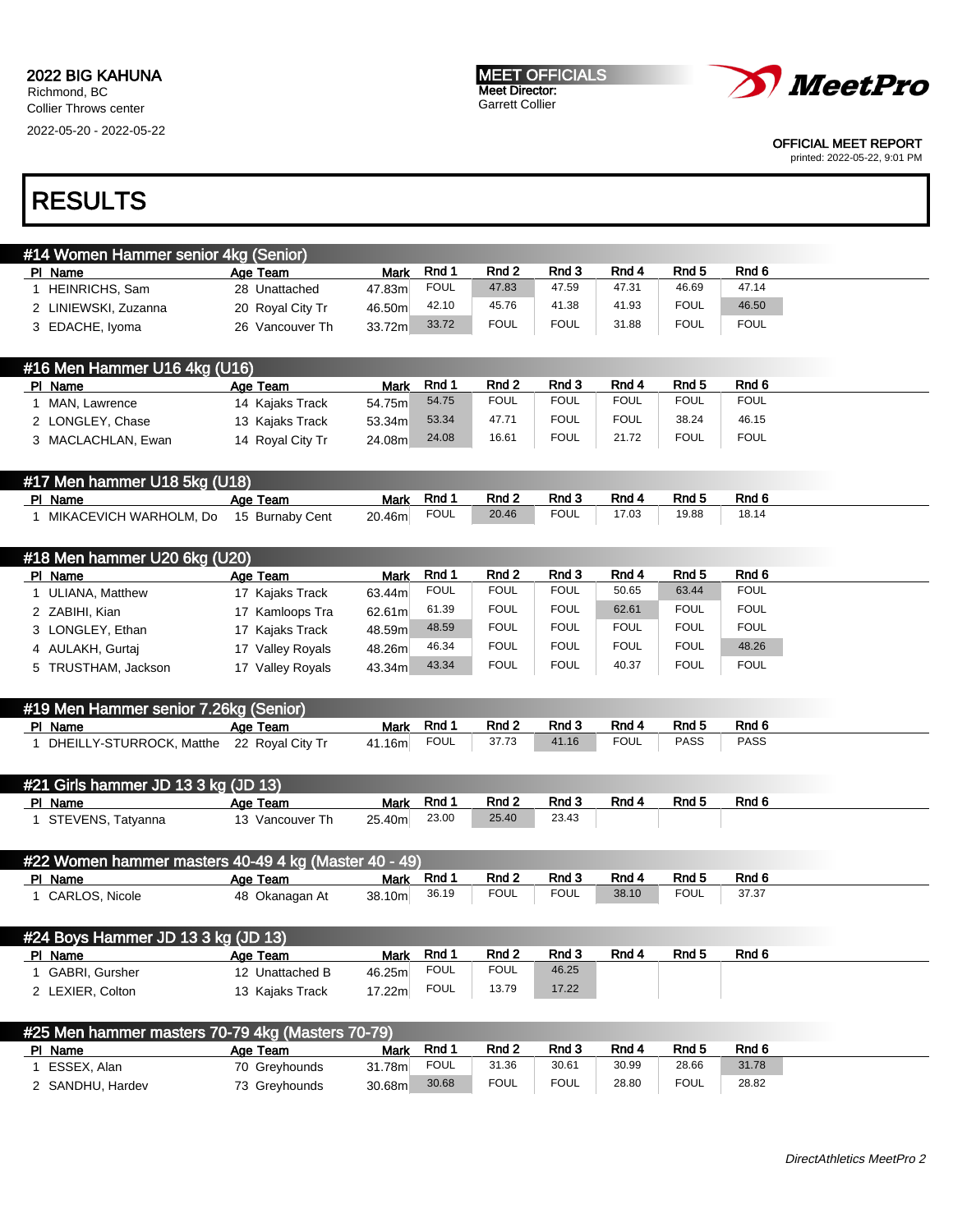2022 BIG KAHUNA
Richmond, BC
Collier Throws center
2022-05-20 - 2022-05-22

MEET OFFICIALS
Meet Director:
Garrett Collier

OFFICIAL MEET REPORT
printed: 2022-05-22, 9:01 PM

# RESULTS

## #14 Women Hammer senior 4kg (Senior)

| Pl | Name | Age | Team | Mark | Rnd 1 | Rnd 2 | Rnd 3 | Rnd 4 | Rnd 5 | Rnd 6 |
|---|---|---|---|---|---|---|---|---|---|---|
| 1 | HEINRICHS, Sam | 28 | Unattached | 47.83m | FOUL | 47.83 | 47.59 | 47.31 | 46.69 | 47.14 |
| 2 | LINIEWSKI, Zuzanna | 20 | Royal City Tr | 46.50m | 42.10 | 45.76 | 41.38 | 41.93 | FOUL | 46.50 |
| 3 | EDACHE, Iyoma | 26 | Vancouver Th | 33.72m | 33.72 | FOUL | FOUL | 31.88 | FOUL | FOUL |

## #16 Men Hammer U16 4kg (U16)

| Pl | Name | Age | Team | Mark | Rnd 1 | Rnd 2 | Rnd 3 | Rnd 4 | Rnd 5 | Rnd 6 |
|---|---|---|---|---|---|---|---|---|---|---|
| 1 | MAN, Lawrence | 14 | Kajaks Track | 54.75m | 54.75 | FOUL | FOUL | FOUL | FOUL | FOUL |
| 2 | LONGLEY, Chase | 13 | Kajaks Track | 53.34m | 53.34 | 47.71 | FOUL | FOUL | 38.24 | 46.15 |
| 3 | MACLACHLAN, Ewan | 14 | Royal City Tr | 24.08m | 24.08 | 16.61 | FOUL | 21.72 | FOUL | FOUL |

## #17 Men hammer U18 5kg (U18)

| Pl | Name | Age | Team | Mark | Rnd 1 | Rnd 2 | Rnd 3 | Rnd 4 | Rnd 5 | Rnd 6 |
|---|---|---|---|---|---|---|---|---|---|---|
| 1 | MIKACEVICH WARHOLM, Do | 15 | Burnaby Cent | 20.46m | FOUL | 20.46 | FOUL | 17.03 | 19.88 | 18.14 |

## #18 Men hammer U20 6kg (U20)

| Pl | Name | Age | Team | Mark | Rnd 1 | Rnd 2 | Rnd 3 | Rnd 4 | Rnd 5 | Rnd 6 |
|---|---|---|---|---|---|---|---|---|---|---|
| 1 | ULIANA, Matthew | 17 | Kajaks Track | 63.44m | FOUL | FOUL | FOUL | 50.65 | 63.44 | FOUL |
| 2 | ZABIHI, Kian | 17 | Kamloops Tra | 62.61m | 61.39 | FOUL | FOUL | 62.61 | FOUL | FOUL |
| 3 | LONGLEY, Ethan | 17 | Kajaks Track | 48.59m | 48.59 | FOUL | FOUL | FOUL | FOUL | FOUL |
| 4 | AULAKH, Gurtaj | 17 | Valley Royals | 48.26m | 46.34 | FOUL | FOUL | FOUL | FOUL | 48.26 |
| 5 | TRUSTHAM, Jackson | 17 | Valley Royals | 43.34m | 43.34 | FOUL | FOUL | 40.37 | FOUL | FOUL |

## #19 Men Hammer senior 7.26kg (Senior)

| Pl | Name | Age | Team | Mark | Rnd 1 | Rnd 2 | Rnd 3 | Rnd 4 | Rnd 5 | Rnd 6 |
|---|---|---|---|---|---|---|---|---|---|---|
| 1 | DHEILLY-STURROCK, Matthe | 22 | Royal City Tr | 41.16m | FOUL | 37.73 | 41.16 | FOUL | PASS | PASS |

## #21 Girls hammer JD 13 3 kg (JD 13)

| Pl | Name | Age | Team | Mark | Rnd 1 | Rnd 2 | Rnd 3 | Rnd 4 | Rnd 5 | Rnd 6 |
|---|---|---|---|---|---|---|---|---|---|---|
| 1 | STEVENS, Tatyanna | 13 | Vancouver Th | 25.40m | 23.00 | 25.40 | 23.43 | | | |

## #22 Women hammer masters 40-49 4 kg (Master 40 - 49)

| Pl | Name | Age | Team | Mark | Rnd 1 | Rnd 2 | Rnd 3 | Rnd 4 | Rnd 5 | Rnd 6 |
|---|---|---|---|---|---|---|---|---|---|---|
| 1 | CARLOS, Nicole | 48 | Okanagan At | 38.10m | 36.19 | FOUL | FOUL | 38.10 | FOUL | 37.37 |

## #24 Boys Hammer JD 13 3 kg (JD 13)

| Pl | Name | Age | Team | Mark | Rnd 1 | Rnd 2 | Rnd 3 | Rnd 4 | Rnd 5 | Rnd 6 |
|---|---|---|---|---|---|---|---|---|---|---|
| 1 | GABRI, Gursher | 12 | Unattached B | 46.25m | FOUL | FOUL | 46.25 | | | |
| 2 | LEXIER, Colton | 13 | Kajaks Track | 17.22m | FOUL | 13.79 | 17.22 | | | |

## #25 Men hammer masters 70-79 4kg (Masters 70-79)

| Pl | Name | Age | Team | Mark | Rnd 1 | Rnd 2 | Rnd 3 | Rnd 4 | Rnd 5 | Rnd 6 |
|---|---|---|---|---|---|---|---|---|---|---|
| 1 | ESSEX, Alan | 70 | Greyhounds | 31.78m | FOUL | 31.36 | 30.61 | 30.99 | 28.66 | 31.78 |
| 2 | SANDHU, Hardev | 73 | Greyhounds | 30.68m | 30.68 | FOUL | FOUL | 28.80 | FOUL | 28.82 |

*DirectAthletics MeetPro 2*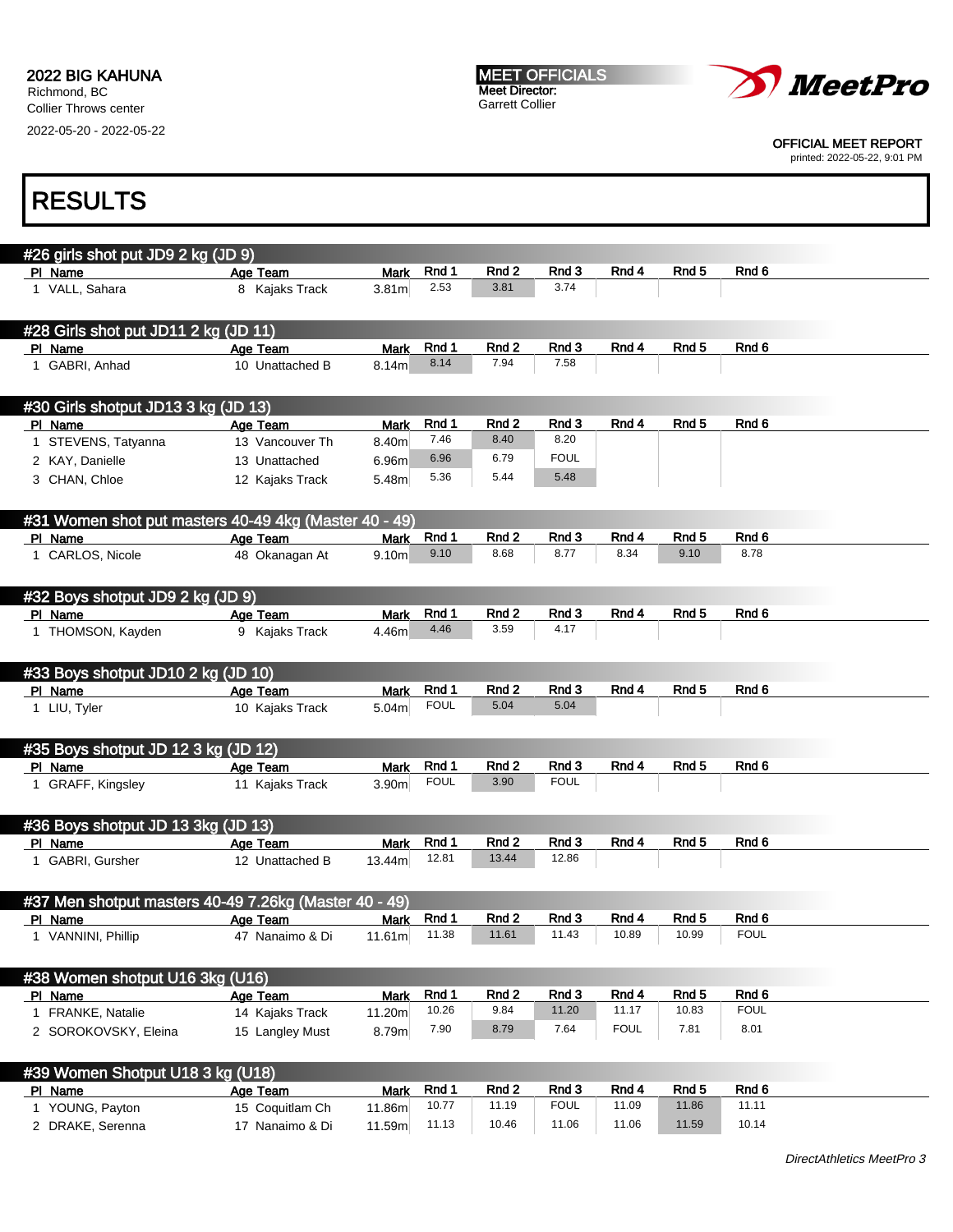2022 BIG KAHUNA
Richmond, BC
Collier Throws center
2022-05-20 - 2022-05-22

MEET OFFICIALS
Meet Director:
Garrett Collier

OFFICIAL MEET REPORT
printed: 2022-05-22, 9:01 PM

# RESULTS

## #26 girls shot put JD9 2 kg (JD 9)

| Pl | Name | Age | Team | Mark | Rnd 1 | Rnd 2 | Rnd 3 | Rnd 4 | Rnd 5 | Rnd 6 |
|---|---|---|---|---|---|---|---|---|---|---|
| 1 | VALL, Sahara | 8 | Kajaks Track | 3.81m | 2.53 | 3.81 | 3.74 | | | |

## #28 Girls shot put JD11 2 kg (JD 11)

| Pl | Name | Age | Team | Mark | Rnd 1 | Rnd 2 | Rnd 3 | Rnd 4 | Rnd 5 | Rnd 6 |
|---|---|---|---|---|---|---|---|---|---|---|
| 1 | GABRI, Anhad | 10 | Unattached B | 8.14m | 8.14 | 7.94 | 7.58 | | | |

## #30 Girls shotput JD13 3 kg (JD 13)

| Pl | Name | Age | Team | Mark | Rnd 1 | Rnd 2 | Rnd 3 | Rnd 4 | Rnd 5 | Rnd 6 |
|---|---|---|---|---|---|---|---|---|---|---|
| 1 | STEVENS, Tatyanna | 13 | Vancouver Th | 8.40m | 7.46 | 8.40 | 8.20 | | | |
| 2 | KAY, Danielle | 13 | Unattached | 6.96m | 6.96 | 6.79 | FOUL | | | |
| 3 | CHAN, Chloe | 12 | Kajaks Track | 5.48m | 5.36 | 5.44 | 5.48 | | | |

## #31 Women shot put masters 40-49 4kg (Master 40 - 49)

| Pl | Name | Age | Team | Mark | Rnd 1 | Rnd 2 | Rnd 3 | Rnd 4 | Rnd 5 | Rnd 6 |
|---|---|---|---|---|---|---|---|---|---|---|
| 1 | CARLOS, Nicole | 48 | Okanagan At | 9.10m | 9.10 | 8.68 | 8.77 | 8.34 | 9.10 | 8.78 |

## #32 Boys shotput JD9 2 kg (JD 9)

| Pl | Name | Age | Team | Mark | Rnd 1 | Rnd 2 | Rnd 3 | Rnd 4 | Rnd 5 | Rnd 6 |
|---|---|---|---|---|---|---|---|---|---|---|
| 1 | THOMSON, Kayden | 9 | Kajaks Track | 4.46m | 4.46 | 3.59 | 4.17 | | | |

## #33 Boys shotput JD10 2 kg (JD 10)

| Pl | Name | Age | Team | Mark | Rnd 1 | Rnd 2 | Rnd 3 | Rnd 4 | Rnd 5 | Rnd 6 |
|---|---|---|---|---|---|---|---|---|---|---|
| 1 | LIU, Tyler | 10 | Kajaks Track | 5.04m | FOUL | 5.04 | 5.04 | | | |

## #35 Boys shotput JD 12 3 kg (JD 12)

| Pl | Name | Age | Team | Mark | Rnd 1 | Rnd 2 | Rnd 3 | Rnd 4 | Rnd 5 | Rnd 6 |
|---|---|---|---|---|---|---|---|---|---|---|
| 1 | GRAFF, Kingsley | 11 | Kajaks Track | 3.90m | FOUL | 3.90 | FOUL | | | |

## #36 Boys shotput JD 13 3kg (JD 13)

| Pl | Name | Age | Team | Mark | Rnd 1 | Rnd 2 | Rnd 3 | Rnd 4 | Rnd 5 | Rnd 6 |
|---|---|---|---|---|---|---|---|---|---|---|
| 1 | GABRI, Gursher | 12 | Unattached B | 13.44m | 12.81 | 13.44 | 12.86 | | | |

## #37 Men shotput masters 40-49 7.26kg (Master 40 - 49)

| Pl | Name | Age | Team | Mark | Rnd 1 | Rnd 2 | Rnd 3 | Rnd 4 | Rnd 5 | Rnd 6 |
|---|---|---|---|---|---|---|---|---|---|---|
| 1 | VANNINI, Phillip | 47 | Nanaimo & Di | 11.61m | 11.38 | 11.61 | 11.43 | 10.89 | 10.99 | FOUL |

## #38 Women shotput U16 3kg (U16)

| Pl | Name | Age | Team | Mark | Rnd 1 | Rnd 2 | Rnd 3 | Rnd 4 | Rnd 5 | Rnd 6 |
|---|---|---|---|---|---|---|---|---|---|---|
| 1 | FRANKE, Natalie | 14 | Kajaks Track | 11.20m | 10.26 | 9.84 | 11.20 | 11.17 | 10.83 | FOUL |
| 2 | SOROKOVSKY, Eleina | 15 | Langley Must | 8.79m | 7.90 | 8.79 | 7.64 | FOUL | 7.81 | 8.01 |

## #39 Women Shotput U18 3 kg (U18)

| Pl | Name | Age | Team | Mark | Rnd 1 | Rnd 2 | Rnd 3 | Rnd 4 | Rnd 5 | Rnd 6 |
|---|---|---|---|---|---|---|---|---|---|---|
| 1 | YOUNG, Payton | 15 | Coquitlam Ch | 11.86m | 10.77 | 11.19 | FOUL | 11.09 | 11.86 | 11.11 |
| 2 | DRAKE, Serenna | 17 | Nanaimo & Di | 11.59m | 11.13 | 10.46 | 11.06 | 11.06 | 11.59 | 10.14 |

*DirectAthletics MeetPro 3*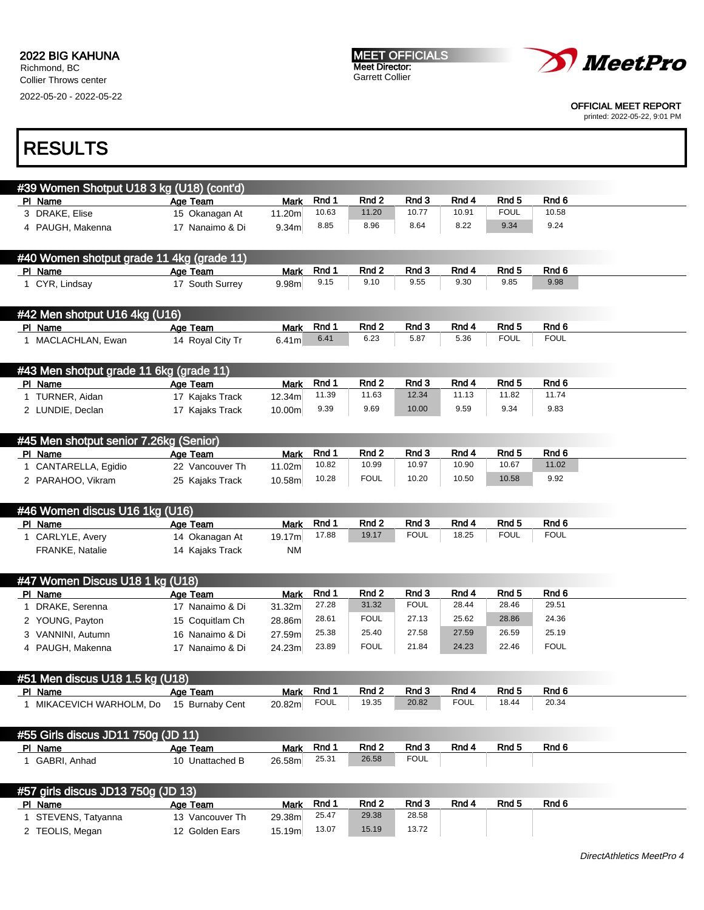2022 BIG KAHUNA
Richmond, BC
Collier Throws center
2022-05-20 - 2022-05-22

MEET OFFICIALS
Meet Director:
Garrett Collier

OFFICIAL MEET REPORT
printed: 2022-05-22, 9:01 PM

# RESULTS

## #39 Women Shotput U18 3 kg (U18) (cont'd)

| Pl | Name | Age | Team | Mark | Rnd 1 | Rnd 2 | Rnd 3 | Rnd 4 | Rnd 5 | Rnd 6 |
|---|---|---|---|---|---|---|---|---|---|---|
| 3 | DRAKE, Elise | 15 | Okanagan At | 11.20m | 10.63 | 11.20 | 10.77 | 10.91 | FOUL | 10.58 |
| 4 | PAUGH, Makenna | 17 | Nanaimo & Di | 9.34m | 8.85 | 8.96 | 8.64 | 8.22 | 9.34 | 9.24 |

## #40 Women shotput grade 11 4kg (grade 11)

| Pl | Name | Age | Team | Mark | Rnd 1 | Rnd 2 | Rnd 3 | Rnd 4 | Rnd 5 | Rnd 6 |
|---|---|---|---|---|---|---|---|---|---|---|
| 1 | CYR, Lindsay | 17 | South Surrey | 9.98m | 9.15 | 9.10 | 9.55 | 9.30 | 9.85 | 9.98 |

## #42 Men shotput U16 4kg (U16)

| Pl | Name | Age | Team | Mark | Rnd 1 | Rnd 2 | Rnd 3 | Rnd 4 | Rnd 5 | Rnd 6 |
|---|---|---|---|---|---|---|---|---|---|---|
| 1 | MACLACHLAN, Ewan | 14 | Royal City Tr | 6.41m | 6.41 | 6.23 | 5.87 | 5.36 | FOUL | FOUL |

## #43 Men shotput grade 11 6kg (grade 11)

| Pl | Name | Age | Team | Mark | Rnd 1 | Rnd 2 | Rnd 3 | Rnd 4 | Rnd 5 | Rnd 6 |
|---|---|---|---|---|---|---|---|---|---|---|
| 1 | TURNER, Aidan | 17 | Kajaks Track | 12.34m | 11.39 | 11.63 | 12.34 | 11.13 | 11.82 | 11.74 |
| 2 | LUNDIE, Declan | 17 | Kajaks Track | 10.00m | 9.39 | 9.69 | 10.00 | 9.59 | 9.34 | 9.83 |

## #45 Men shotput senior 7.26kg (Senior)

| Pl | Name | Age | Team | Mark | Rnd 1 | Rnd 2 | Rnd 3 | Rnd 4 | Rnd 5 | Rnd 6 |
|---|---|---|---|---|---|---|---|---|---|---|
| 1 | CANTARELLA, Egidio | 22 | Vancouver Th | 11.02m | 10.82 | 10.99 | 10.97 | 10.90 | 10.67 | 11.02 |
| 2 | PARAHOO, Vikram | 25 | Kajaks Track | 10.58m | 10.28 | FOUL | 10.20 | 10.50 | 10.58 | 9.92 |

## #46 Women discus U16 1kg (U16)

| Pl | Name | Age | Team | Mark | Rnd 1 | Rnd 2 | Rnd 3 | Rnd 4 | Rnd 5 | Rnd 6 |
|---|---|---|---|---|---|---|---|---|---|---|
| 1 | CARLYLE, Avery | 14 | Okanagan At | 19.17m | 17.88 | 19.17 | FOUL | 18.25 | FOUL | FOUL |
| | FRANKE, Natalie | 14 | Kajaks Track | NM | | | | | | |

## #47 Women Discus U18 1 kg (U18)

| Pl | Name | Age | Team | Mark | Rnd 1 | Rnd 2 | Rnd 3 | Rnd 4 | Rnd 5 | Rnd 6 |
|---|---|---|---|---|---|---|---|---|---|---|
| 1 | DRAKE, Serenna | 17 | Nanaimo & Di | 31.32m | 27.28 | 31.32 | FOUL | 28.44 | 28.46 | 29.51 |
| 2 | YOUNG, Payton | 15 | Coquitlam Ch | 28.86m | 28.61 | FOUL | 27.13 | 25.62 | 28.86 | 24.36 |
| 3 | VANNINI, Autumn | 16 | Nanaimo & Di | 27.59m | 25.38 | 25.40 | 27.58 | 27.59 | 26.59 | 25.19 |
| 4 | PAUGH, Makenna | 17 | Nanaimo & Di | 24.23m | 23.89 | FOUL | 21.84 | 24.23 | 22.46 | FOUL |

## #51 Men discus U18 1.5 kg (U18)

| Pl | Name | Age | Team | Mark | Rnd 1 | Rnd 2 | Rnd 3 | Rnd 4 | Rnd 5 | Rnd 6 |
|---|---|---|---|---|---|---|---|---|---|---|
| 1 | MIKACEVICH WARHOLM, Do | 15 | Burnaby Cent | 20.82m | FOUL | 19.35 | 20.82 | FOUL | 18.44 | 20.34 |

## #55 Girls discus JD11 750g (JD 11)

| Pl | Name | Age | Team | Mark | Rnd 1 | Rnd 2 | Rnd 3 | Rnd 4 | Rnd 5 | Rnd 6 |
|---|---|---|---|---|---|---|---|---|---|---|
| 1 | GABRI, Anhad | 10 | Unattached B | 26.58m | 25.31 | 26.58 | FOUL | | | |

## #57 girls discus JD13 750g (JD 13)

| Pl | Name | Age | Team | Mark | Rnd 1 | Rnd 2 | Rnd 3 | Rnd 4 | Rnd 5 | Rnd 6 |
|---|---|---|---|---|---|---|---|---|---|---|
| 1 | STEVENS, Tatyanna | 13 | Vancouver Th | 29.38m | 25.47 | 29.38 | 28.58 | | | |
| 2 | TEOLIS, Megan | 12 | Golden Ears | 15.19m | 13.07 | 15.19 | 13.72 | | | |

*DirectAthletics MeetPro 4*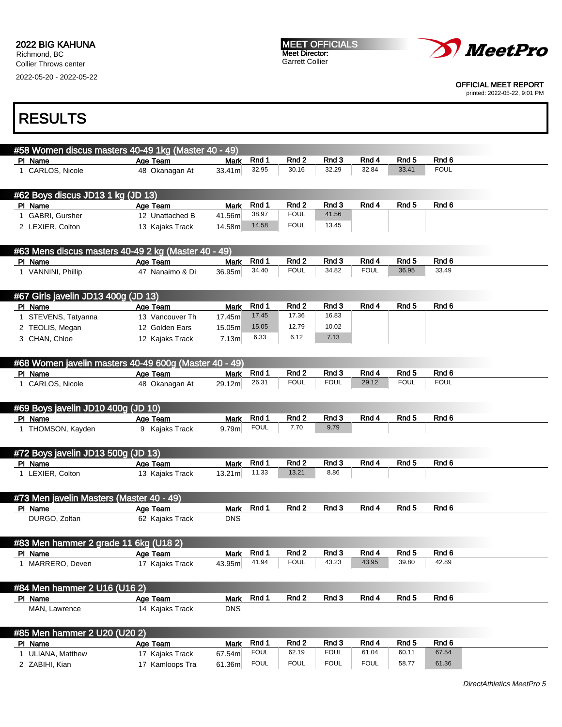2022 BIG KAHUNA
Richmond, BC
Collier Throws center
2022-05-20 - 2022-05-22

MEET OFFICIALS
Meet Director:
Garrett Collier

OFFICIAL MEET REPORT
printed: 2022-05-22, 9:01 PM

# RESULTS

## #58 Women discus masters 40-49 1kg (Master 40 - 49)

| Pl | Name | Age | Team | Mark | Rnd 1 | Rnd 2 | Rnd 3 | Rnd 4 | Rnd 5 | Rnd 6 |
|---|---|---|---|---|---|---|---|---|---|---|
| 1 | CARLOS, Nicole | 48 | Okanagan At | 33.41m | 32.95 | 30.16 | 32.29 | 32.84 | 33.41 | FOUL |

## #62 Boys discus JD13 1 kg (JD 13)

| Pl | Name | Age | Team | Mark | Rnd 1 | Rnd 2 | Rnd 3 | Rnd 4 | Rnd 5 | Rnd 6 |
|---|---|---|---|---|---|---|---|---|---|---|
| 1 | GABRI, Gursher | 12 | Unattached B | 41.56m | 38.97 | FOUL | 41.56 | | | |
| 2 | LEXIER, Colton | 13 | Kajaks Track | 14.58m | 14.58 | FOUL | 13.45 | | | |

## #63 Mens discus masters 40-49 2 kg (Master 40 - 49)

| Pl | Name | Age | Team | Mark | Rnd 1 | Rnd 2 | Rnd 3 | Rnd 4 | Rnd 5 | Rnd 6 |
|---|---|---|---|---|---|---|---|---|---|---|
| 1 | VANNINI, Phillip | 47 | Nanaimo & Di | 36.95m | 34.40 | FOUL | 34.82 | FOUL | 36.95 | 33.49 |

## #67 Girls javelin JD13 400g (JD 13)

| Pl | Name | Age | Team | Mark | Rnd 1 | Rnd 2 | Rnd 3 | Rnd 4 | Rnd 5 | Rnd 6 |
|---|---|---|---|---|---|---|---|---|---|---|
| 1 | STEVENS, Tatyanna | 13 | Vancouver Th | 17.45m | 17.45 | 17.36 | 16.83 | | | |
| 2 | TEOLIS, Megan | 12 | Golden Ears | 15.05m | 15.05 | 12.79 | 10.02 | | | |
| 3 | CHAN, Chloe | 12 | Kajaks Track | 7.13m | 6.33 | 6.12 | 7.13 | | | |

## #68 Women javelin masters 40-49 600g (Master 40 - 49)

| Pl | Name | Age | Team | Mark | Rnd 1 | Rnd 2 | Rnd 3 | Rnd 4 | Rnd 5 | Rnd 6 |
|---|---|---|---|---|---|---|---|---|---|---|
| 1 | CARLOS, Nicole | 48 | Okanagan At | 29.12m | 26.31 | FOUL | FOUL | 29.12 | FOUL | FOUL |

## #69 Boys javelin JD10 400g (JD 10)

| Pl | Name | Age | Team | Mark | Rnd 1 | Rnd 2 | Rnd 3 | Rnd 4 | Rnd 5 | Rnd 6 |
|---|---|---|---|---|---|---|---|---|---|---|
| 1 | THOMSON, Kayden | 9 | Kajaks Track | 9.79m | FOUL | 7.70 | 9.79 | | | |

## #72 Boys javelin JD13 500g (JD 13)

| Pl | Name | Age | Team | Mark | Rnd 1 | Rnd 2 | Rnd 3 | Rnd 4 | Rnd 5 | Rnd 6 |
|---|---|---|---|---|---|---|---|---|---|---|
| 1 | LEXIER, Colton | 13 | Kajaks Track | 13.21m | 11.33 | 13.21 | 8.86 | | | |

## #73 Men javelin Masters (Master 40 - 49)

| Pl | Name | Age | Team | Mark | Rnd 1 | Rnd 2 | Rnd 3 | Rnd 4 | Rnd 5 | Rnd 6 |
|---|---|---|---|---|---|---|---|---|---|---|
| | DURGO, Zoltan | 62 | Kajaks Track | DNS | | | | | | |

## #83 Men hammer 2 grade 11 6kg (U18 2)

| Pl | Name | Age | Team | Mark | Rnd 1 | Rnd 2 | Rnd 3 | Rnd 4 | Rnd 5 | Rnd 6 |
|---|---|---|---|---|---|---|---|---|---|---|
| 1 | MARRERO, Deven | 17 | Kajaks Track | 43.95m | 41.94 | FOUL | 43.23 | 43.95 | 39.80 | 42.89 |

## #84 Men hammer 2 U16 (U16 2)

| Pl | Name | Age | Team | Mark | Rnd 1 | Rnd 2 | Rnd 3 | Rnd 4 | Rnd 5 | Rnd 6 |
|---|---|---|---|---|---|---|---|---|---|---|
| | MAN, Lawrence | 14 | Kajaks Track | DNS | | | | | | |

## #85 Men hammer 2 U20 (U20 2)

| Pl | Name | Age | Team | Mark | Rnd 1 | Rnd 2 | Rnd 3 | Rnd 4 | Rnd 5 | Rnd 6 |
|---|---|---|---|---|---|---|---|---|---|---|
| 1 | ULIANA, Matthew | 17 | Kajaks Track | 67.54m | FOUL | 62.19 | FOUL | 61.04 | 60.11 | 67.54 |
| 2 | ZABIHI, Kian | 17 | Kamloops Tra | 61.36m | FOUL | FOUL | FOUL | FOUL | 58.77 | 61.36 |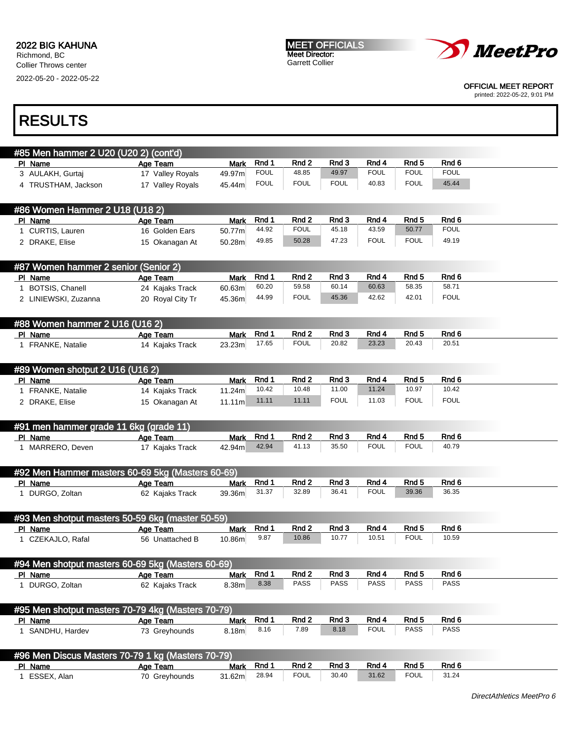2022 BIG KAHUNA
Richmond, BC
Collier Throws center
2022-05-20 - 2022-05-22

MEET OFFICIALS
Meet Director:
Garrett Collier

OFFICIAL MEET REPORT
printed: 2022-05-22, 9:01 PM

# RESULTS

## #85 Men hammer 2 U20 (U20 2) (cont'd)

| Pl | Name | Age | Team | Mark | Rnd 1 | Rnd 2 | Rnd 3 | Rnd 4 | Rnd 5 | Rnd 6 |
|---|---|---|---|---|---|---|---|---|---|---|
| 3 | AULAKH, Gurtaj | 17 | Valley Royals | 49.97m | FOUL | 48.85 | 49.97 | FOUL | FOUL | FOUL |
| 4 | TRUSTHAM, Jackson | 17 | Valley Royals | 45.44m | FOUL | FOUL | FOUL | 40.83 | FOUL | 45.44 |

## #86 Women Hammer 2 U18 (U18 2)

| Pl | Name | Age | Team | Mark | Rnd 1 | Rnd 2 | Rnd 3 | Rnd 4 | Rnd 5 | Rnd 6 |
|---|---|---|---|---|---|---|---|---|---|---|
| 1 | CURTIS, Lauren | 16 | Golden Ears | 50.77m | 44.92 | FOUL | 45.18 | 43.59 | 50.77 | FOUL |
| 2 | DRAKE, Elise | 15 | Okanagan At | 50.28m | 49.85 | 50.28 | 47.23 | FOUL | FOUL | 49.19 |

## #87 Women hammer 2 senior (Senior 2)

| Pl | Name | Age | Team | Mark | Rnd 1 | Rnd 2 | Rnd 3 | Rnd 4 | Rnd 5 | Rnd 6 |
|---|---|---|---|---|---|---|---|---|---|---|
| 1 | BOTSIS, Chanell | 24 | Kajaks Track | 60.63m | 60.20 | 59.58 | 60.14 | 60.63 | 58.35 | 58.71 |
| 2 | LINIEWSKI, Zuzanna | 20 | Royal City Tr | 45.36m | 44.99 | FOUL | 45.36 | 42.62 | 42.01 | FOUL |

## #88 Women hammer 2 U16 (U16 2)

| Pl | Name | Age | Team | Mark | Rnd 1 | Rnd 2 | Rnd 3 | Rnd 4 | Rnd 5 | Rnd 6 |
|---|---|---|---|---|---|---|---|---|---|---|
| 1 | FRANKE, Natalie | 14 | Kajaks Track | 23.23m | 17.65 | FOUL | 20.82 | 23.23 | 20.43 | 20.51 |

## #89 Women shotput 2 U16 (U16 2)

| Pl | Name | Age | Team | Mark | Rnd 1 | Rnd 2 | Rnd 3 | Rnd 4 | Rnd 5 | Rnd 6 |
|---|---|---|---|---|---|---|---|---|---|---|
| 1 | FRANKE, Natalie | 14 | Kajaks Track | 11.24m | 10.42 | 10.48 | 11.00 | 11.24 | 10.97 | 10.42 |
| 2 | DRAKE, Elise | 15 | Okanagan At | 11.11m | 11.11 | 11.11 | FOUL | 11.03 | FOUL | FOUL |

## #91 men hammer grade 11 6kg (grade 11)

| Pl | Name | Age | Team | Mark | Rnd 1 | Rnd 2 | Rnd 3 | Rnd 4 | Rnd 5 | Rnd 6 |
|---|---|---|---|---|---|---|---|---|---|---|
| 1 | MARRERO, Deven | 17 | Kajaks Track | 42.94m | 42.94 | 41.13 | 35.50 | FOUL | FOUL | 40.79 |

## #92 Men Hammer masters 60-69 5kg (Masters 60-69)

| Pl | Name | Age | Team | Mark | Rnd 1 | Rnd 2 | Rnd 3 | Rnd 4 | Rnd 5 | Rnd 6 |
|---|---|---|---|---|---|---|---|---|---|---|
| 1 | DURGO, Zoltan | 62 | Kajaks Track | 39.36m | 31.37 | 32.89 | 36.41 | FOUL | 39.36 | 36.35 |

## #93 Men shotput masters 50-59 6kg (master 50-59)

| Pl | Name | Age | Team | Mark | Rnd 1 | Rnd 2 | Rnd 3 | Rnd 4 | Rnd 5 | Rnd 6 |
|---|---|---|---|---|---|---|---|---|---|---|
| 1 | CZEKAJLO, Rafal | 56 | Unattached B | 10.86m | 9.87 | 10.86 | 10.77 | 10.51 | FOUL | 10.59 |

## #94 Men shotput masters 60-69 5kg (Masters 60-69)

| Pl | Name | Age | Team | Mark | Rnd 1 | Rnd 2 | Rnd 3 | Rnd 4 | Rnd 5 | Rnd 6 |
|---|---|---|---|---|---|---|---|---|---|---|
| 1 | DURGO, Zoltan | 62 | Kajaks Track | 8.38m | 8.38 | PASS | PASS | PASS | PASS | PASS |

## #95 Men shotput masters 70-79 4kg (Masters 70-79)

| Pl | Name | Age | Team | Mark | Rnd 1 | Rnd 2 | Rnd 3 | Rnd 4 | Rnd 5 | Rnd 6 |
|---|---|---|---|---|---|---|---|---|---|---|
| 1 | SANDHU, Hardev | 73 | Greyhounds | 8.18m | 8.16 | 7.89 | 8.18 | FOUL | PASS | PASS |

## #96 Men Discus Masters 70-79 1 kg (Masters 70-79)

| Pl | Name | Age | Team | Mark | Rnd 1 | Rnd 2 | Rnd 3 | Rnd 4 | Rnd 5 | Rnd 6 |
|---|---|---|---|---|---|---|---|---|---|---|
| 1 | ESSEX, Alan | 70 | Greyhounds | 31.62m | 28.94 | FOUL | 30.40 | 31.62 | FOUL | 31.24 |

*DirectAthletics MeetPro 6*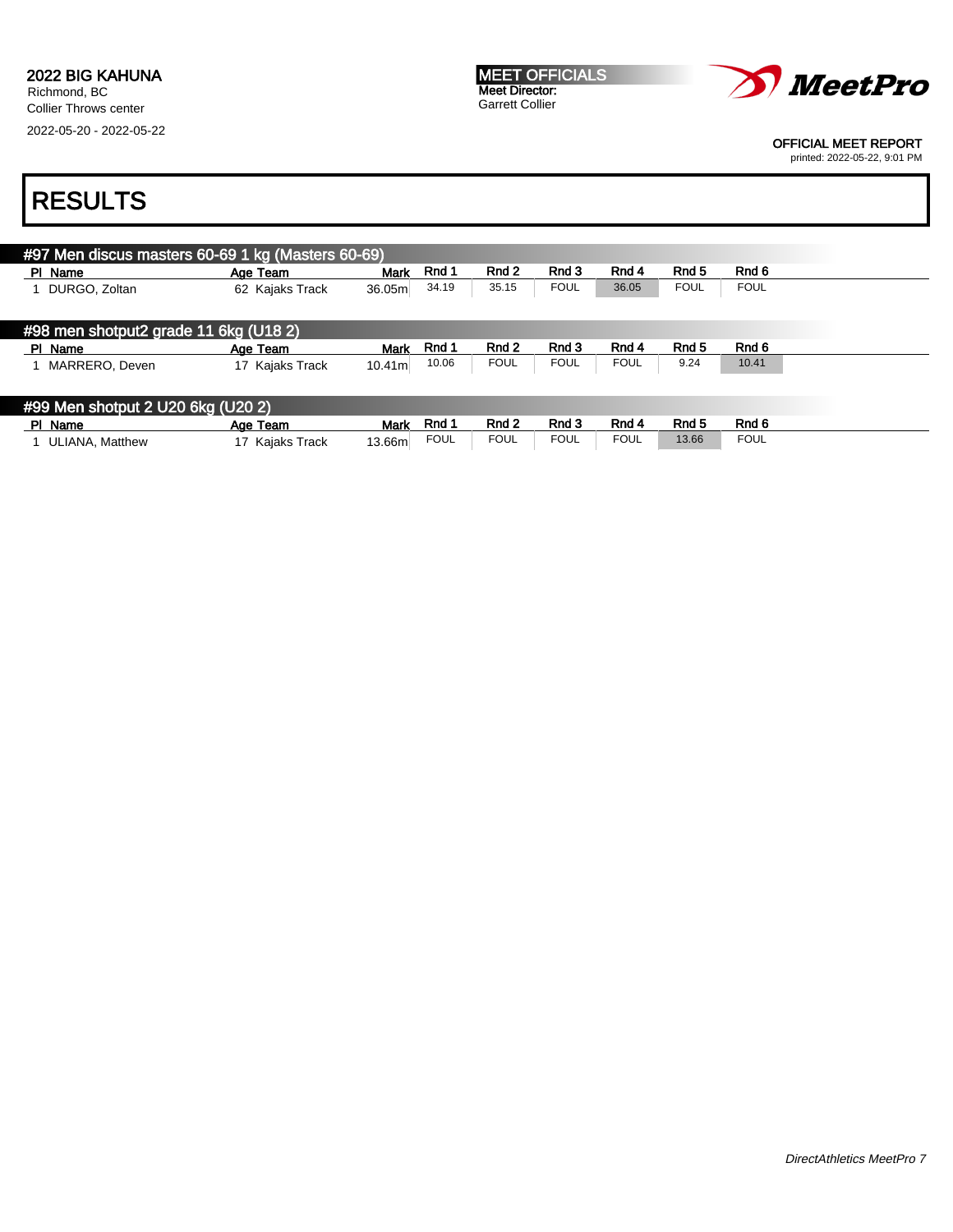2022 BIG KAHUNA
Richmond, BC
Collier Throws center
2022-05-20 - 2022-05-22

MEET OFFICIALS
Meet Director:
Garrett Collier

OFFICIAL MEET REPORT
printed: 2022-05-22, 9:01 PM

# RESULTS

## #97 Men discus masters 60-69 1 kg (Masters 60-69)

| Pl | Name | Age | Team | Mark | Rnd 1 | Rnd 2 | Rnd 3 | Rnd 4 | Rnd 5 | Rnd 6 |
|---|---|---|---|---|---|---|---|---|---|---|
| 1 | DURGO, Zoltan | 62 | Kajaks Track | 36.05m | 34.19 | 35.15 | FOUL | 36.05 | FOUL | FOUL |

## #98 men shotput2 grade 11 6kg (U18 2)

| Pl | Name | Age | Team | Mark | Rnd 1 | Rnd 2 | Rnd 3 | Rnd 4 | Rnd 5 | Rnd 6 |
|---|---|---|---|---|---|---|---|---|---|---|
| 1 | MARRERO, Deven | 17 | Kajaks Track | 10.41m | 10.06 | FOUL | FOUL | FOUL | 9.24 | 10.41 |

## #99 Men shotput 2 U20 6kg (U20 2)

| Pl | Name | Age | Team | Mark | Rnd 1 | Rnd 2 | Rnd 3 | Rnd 4 | Rnd 5 | Rnd 6 |
|---|---|---|---|---|---|---|---|---|---|---|
| 1 | ULIANA, Matthew | 17 | Kajaks Track | 13.66m | FOUL | FOUL | FOUL | FOUL | 13.66 | FOUL |

*DirectAthletics MeetPro 7*